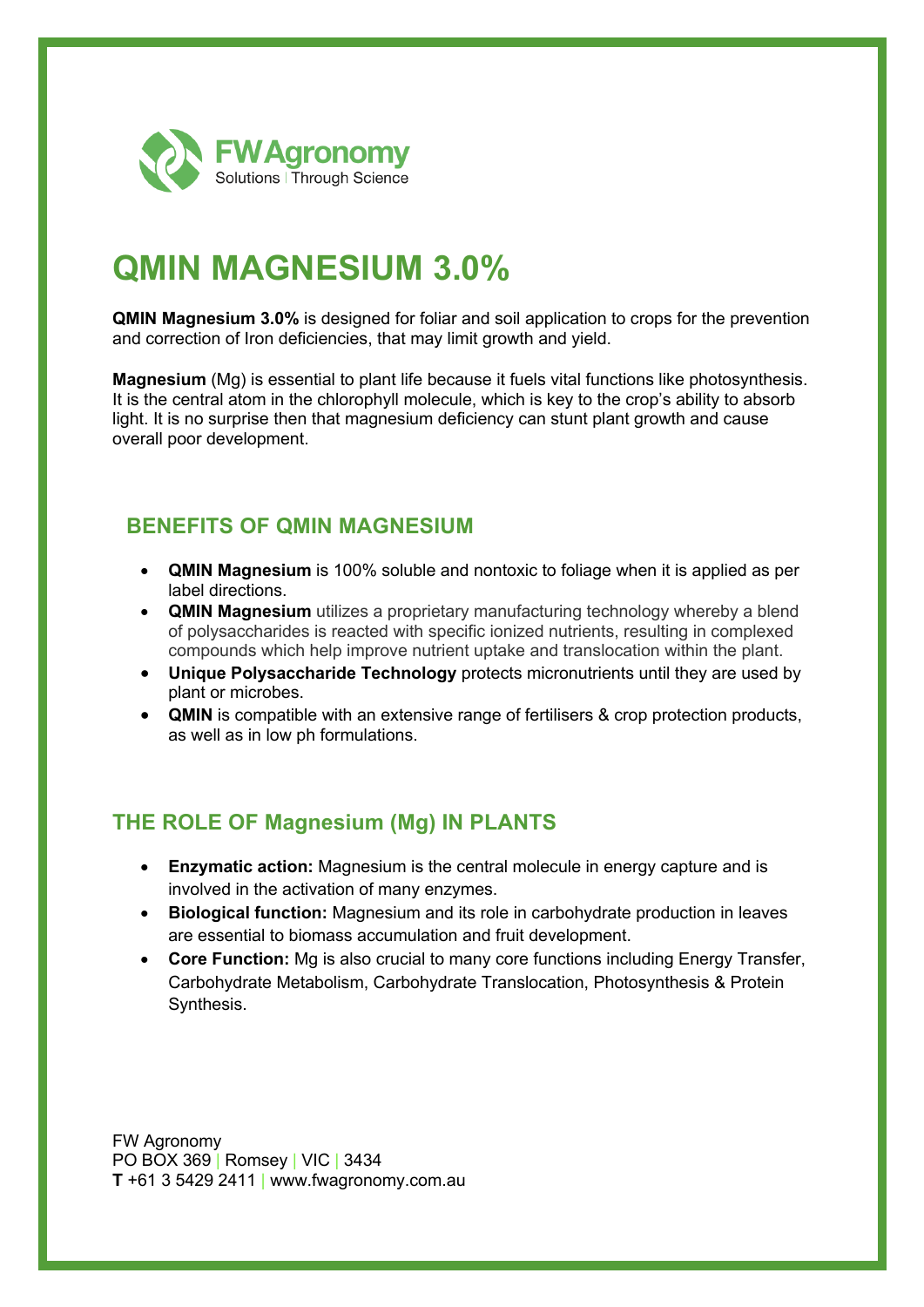FW Agronomy
Solutions | Through Science

# QMIN MAGNESIUM 3.0%

**QMIN Magnesium 3.0%** is designed for foliar and soil application to crops for the prevention and correction of Iron deficiencies, that may limit growth and yield.

**Magnesium** (Mg) is essential to plant life because it fuels vital functions like photosynthesis. It is the central atom in the chlorophyll molecule, which is key to the crop's ability to absorb light. It is no surprise then that magnesium deficiency can stunt plant growth and cause overall poor development.

## BENEFITS OF QMIN MAGNESIUM

- **QMIN Magnesium** is 100% soluble and nontoxic to foliage when it is applied as per label directions.
- **QMIN Magnesium** utilizes a proprietary manufacturing technology whereby a blend of polysaccharides is reacted with specific ionized nutrients, resulting in complexed compounds which help improve nutrient uptake and translocation within the plant.
- **Unique Polysaccharide Technology** protects micronutrients until they are used by plant or microbes.
- **QMIN** is compatible with an extensive range of fertilisers & crop protection products, as well as in low ph formulations.

## THE ROLE OF Magnesium (Mg) IN PLANTS

- **Enzymatic action:** Magnesium is the central molecule in energy capture and is involved in the activation of many enzymes.
- **Biological function:** Magnesium and its role in carbohydrate production in leaves are essential to biomass accumulation and fruit development.
- **Core Function:** Mg is also crucial to many core functions including Energy Transfer, Carbohydrate Metabolism, Carbohydrate Translocation, Photosynthesis & Protein Synthesis.

FW Agronomy
PO BOX 369 | Romsey | VIC | 3434
**T** +61 3 5429 2411 | www.fwagronomy.com.au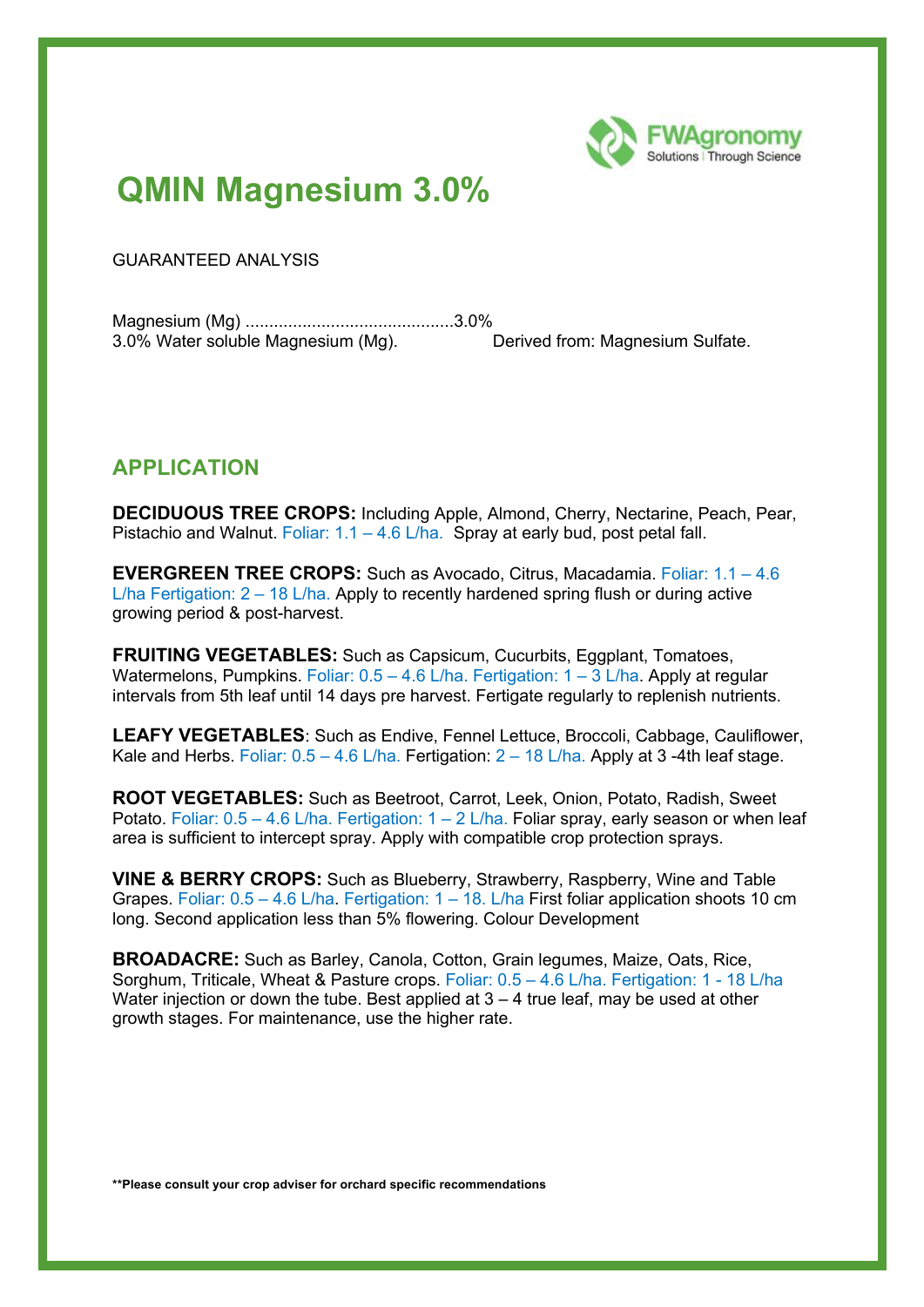FWAgronomy
Solutions | Through Science

# QMIN Magnesium 3.0%

GUARANTEED ANALYSIS

Magnesium (Mg) ............................................3.0%
3.0% Water soluble Magnesium (Mg). Derived from: Magnesium Sulfate.

## APPLICATION

**DECIDUOUS TREE CROPS:** Including Apple, Almond, Cherry, Nectarine, Peach, Pear, Pistachio and Walnut. Foliar: 1.1 – 4.6 L/ha. Spray at early bud, post petal fall.

**EVERGREEN TREE CROPS:** Such as Avocado, Citrus, Macadamia. Foliar: 1.1 – 4.6 L/ha Fertigation: 2 – 18 L/ha. Apply to recently hardened spring flush or during active growing period & post-harvest.

**FRUITING VEGETABLES:** Such as Capsicum, Cucurbits, Eggplant, Tomatoes, Watermelons, Pumpkins. Foliar: 0.5 – 4.6 L/ha. Fertigation: 1 – 3 L/ha. Apply at regular intervals from 5th leaf until 14 days pre harvest. Fertigate regularly to replenish nutrients.

**LEAFY VEGETABLES**: Such as Endive, Fennel Lettuce, Broccoli, Cabbage, Cauliflower, Kale and Herbs. Foliar: 0.5 – 4.6 L/ha. Fertigation: 2 – 18 L/ha. Apply at 3 -4th leaf stage.

**ROOT VEGETABLES:** Such as Beetroot, Carrot, Leek, Onion, Potato, Radish, Sweet Potato. Foliar: 0.5 – 4.6 L/ha. Fertigation: 1 – 2 L/ha. Foliar spray, early season or when leaf area is sufficient to intercept spray. Apply with compatible crop protection sprays.

**VINE & BERRY CROPS:** Such as Blueberry, Strawberry, Raspberry, Wine and Table Grapes. Foliar: 0.5 – 4.6 L/ha. Fertigation: 1 – 18. L/ha First foliar application shoots 10 cm long. Second application less than 5% flowering. Colour Development

**BROADACRE:** Such as Barley, Canola, Cotton, Grain legumes, Maize, Oats, Rice, Sorghum, Triticale, Wheat & Pasture crops. Foliar: 0.5 – 4.6 L/ha. Fertigation: 1 - 18 L/ha Water injection or down the tube. Best applied at 3 – 4 true leaf, may be used at other growth stages. For maintenance, use the higher rate.

****Please consult your crop adviser for orchard specific recommendations**